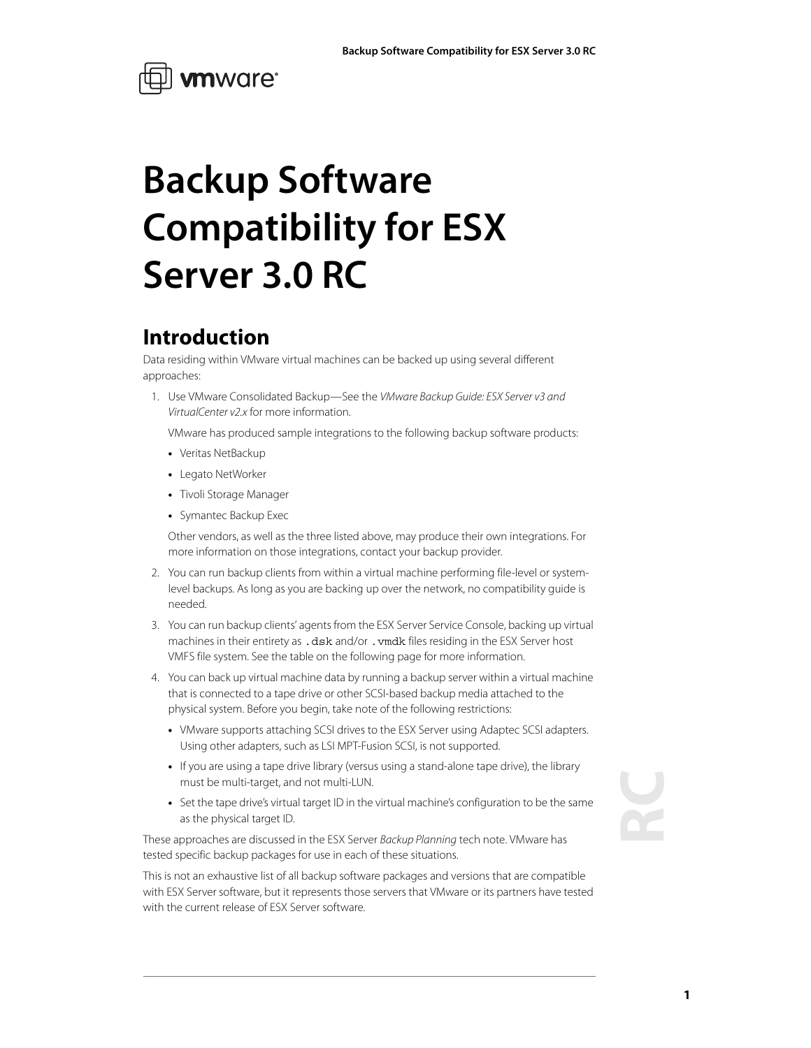# Backup Software Compatibility for ESX Server 3.0 RC

## Introduction

Data residing within VMware virtual machines can be backed up using several different approaches:

1. Use VMware Consolidated Backup—See the *VMware Backup Guide: ESX Server v3 and VirtualCenter v2.x* for more information.

   VMware has produced sample integrations to the following backup software products:

   - Veritas NetBackup
   - Legato NetWorker
   - Tivoli Storage Manager
   - Symantec Backup Exec

   Other vendors, as well as the three listed above, may produce their own integrations. For more information on those integrations, contact your backup provider.

2. You can run backup clients from within a virtual machine performing file-level or system-level backups. As long as you are backing up over the network, no compatibility guide is needed.

3. You can run backup clients' agents from the ESX Server Service Console, backing up virtual machines in their entirety as `.dsk` and/or `.vmdk` files residing in the ESX Server host VMFS file system. See the table on the following page for more information.

4. You can back up virtual machine data by running a backup server within a virtual machine that is connected to a tape drive or other SCSI-based backup media attached to the physical system. Before you begin, take note of the following restrictions:

   - VMware supports attaching SCSI drives to the ESX Server using Adaptec SCSI adapters. Using other adapters, such as LSI MPT-Fusion SCSI, is not supported.
   - If you are using a tape drive library (versus using a stand-alone tape drive), the library must be multi-target, and not multi-LUN.
   - Set the tape drive's virtual target ID in the virtual machine's configuration to be the same as the physical target ID.

These approaches are discussed in the ESX Server *Backup Planning* tech note. VMware has tested specific backup packages for use in each of these situations.

This is not an exhaustive list of all backup software packages and versions that are compatible with ESX Server software, but it represents those servers that VMware or its partners have tested with the current release of ESX Server software.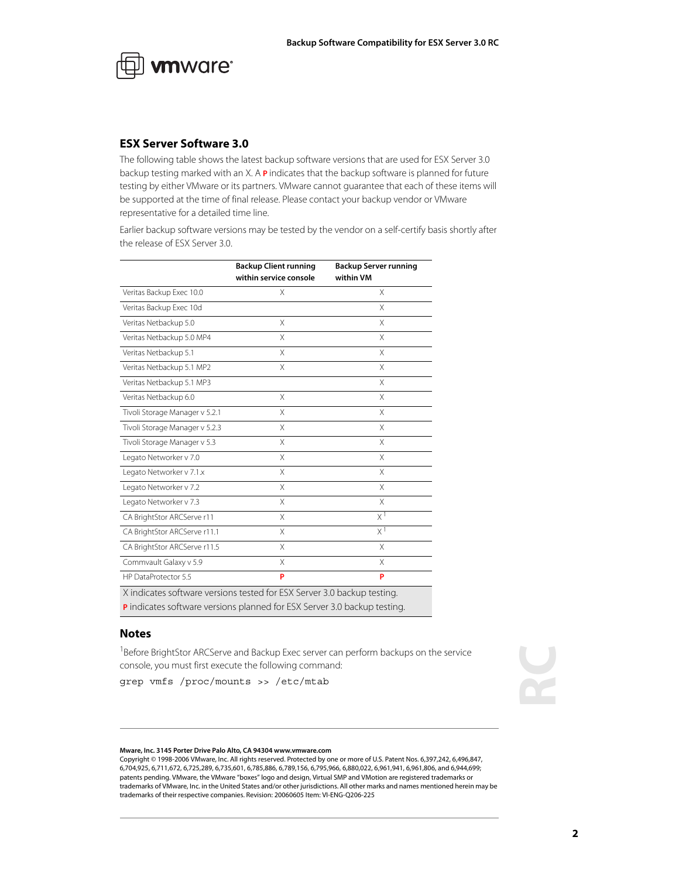## ESX Server Software 3.0

The following table shows the latest backup software versions that are used for ESX Server 3.0 backup testing marked with an X. A **P** indicates that the backup software is planned for future testing by either VMware or its partners. VMware cannot guarantee that each of these items will be supported at the time of final release. Please contact your backup vendor or VMware representative for a detailed time line.

Earlier backup software versions may be tested by the vendor on a self-certify basis shortly after the release of ESX Server 3.0.

| | Backup Client running within service console | Backup Server running within VM |
|---|---|---|
| Veritas Backup Exec 10.0 | X | X |
| Veritas Backup Exec 10d | | X |
| Veritas Netbackup 5.0 | X | X |
| Veritas Netbackup 5.0 MP4 | X | X |
| Veritas Netbackup 5.1 | X | X |
| Veritas Netbackup 5.1 MP2 | X | X |
| Veritas Netbackup 5.1 MP3 | | X |
| Veritas Netbackup 6.0 | X | X |
| Tivoli Storage Manager v 5.2.1 | X | X |
| Tivoli Storage Manager v 5.2.3 | X | X |
| Tivoli Storage Manager v 5.3 | X | X |
| Legato Networker v 7.0 | X | X |
| Legato Networker v 7.1.x | X | X |
| Legato Networker v 7.2 | X | X |
| Legato Networker v 7.3 | X | X |
| CA BrightStor ARCServe r11 | X | X [1] |
| CA BrightStor ARCServe r11.1 | X | X [1] |
| CA BrightStor ARCServe r11.5 | X | X |
| Commvault Galaxy v 5.9 | X | X |
| HP DataProtector 5.5 | **P** | **P** |

X indicates software versions tested for ESX Server 3.0 backup testing.
**P** indicates software versions planned for ESX Server 3.0 backup testing.

## Notes

[1] Before BrightStor ARCServe and Backup Exec server can perform backups on the service console, you must first execute the following command:

```
grep vmfs /proc/mounts >> /etc/mtab
```

**Mware, Inc. 3145 Porter Drive Palo Alto, CA 94304 www.vmware.com**
Copyright © 1998-2006 VMware, Inc. All rights reserved. Protected by one or more of U.S. Patent Nos. 6,397,242, 6,496,847, 6,704,925, 6,711,672, 6,725,289, 6,735,601, 6,785,886, 6,789,156, 6,795,966, 6,880,022, 6,961,941, 6,961,806, and 6,944,699; patents pending. VMware, the VMware "boxes" logo and design, Virtual SMP and VMotion are registered trademarks or trademarks of VMware, Inc. in the United States and/or other jurisdictions. All other marks and names mentioned herein may be trademarks of their respective companies. Revision: 20060605 Item: VI-ENG-Q206-225